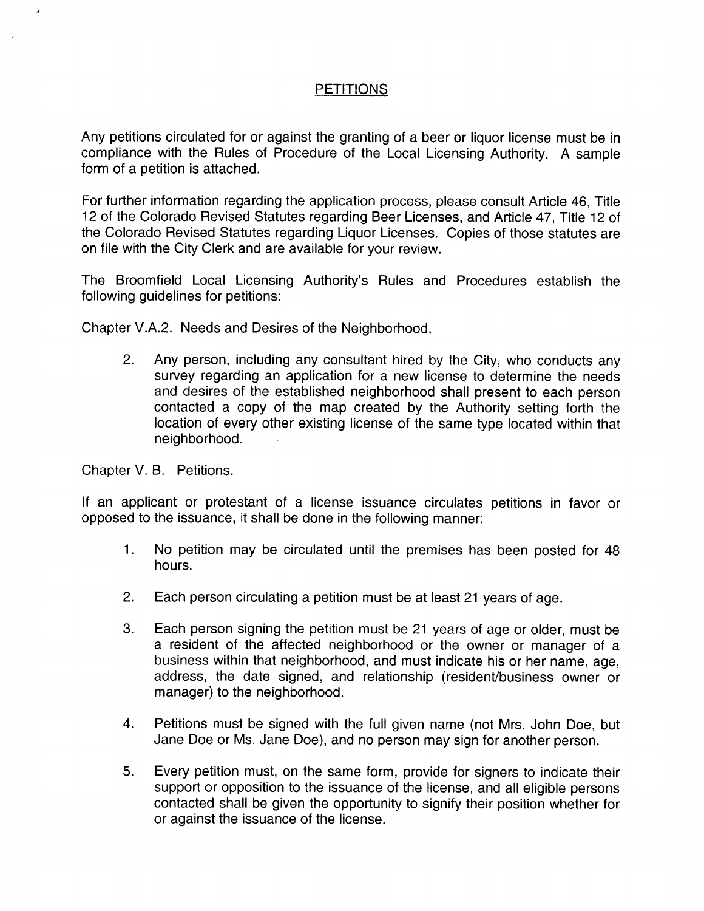# PETITIONS

Any petitions circulated for or against the granting of a beer or liquor license must be in compliance with the Rules of Procedure of the Local Licensing Authority. A sample form of a petition is attached.

For further information regarding the application process, please consult Article 46, Title 12 of the Colorado Revised Statutes regarding Beer Licenses, and Article 47, Title 12 of the Colorado Revised Statutes regarding Liquor Licenses. Copies of those statutes are on file with the City Clerk and are available for your review.

The Broomfield Local Licensing Authority's Rules and Procedures establish the following guidelines for petitions:

Chapter V.A.2. Needs and Desires of the Neighborhood.

2. Any person, including any consultant hired by the City, who conducts any survey regarding an application for a new license to determine the needs and desires of the established neighborhood shall present to each person contacted a copy of the map created by the Authority setting forth the location of every other existing license of the same type located within that neighborhood.

Chapter V. B. Petitions.

If an applicant or protestant of a license issuance circulates petitions in favor or opposed to the issuance, it shall be done in the following manner:

1. No petition may be circulated until the premises has been posted for 48 hours.

2. Each person circulating a petition must be at least 21 years of age.

3. Each person signing the petition must be 21 years of age or older, must be a resident of the affected neighborhood or the owner or manager of a business within that neighborhood, and must indicate his or her name, age, address, the date signed, and relationship (resident/business owner or manager) to the neighborhood.

4. Petitions must be signed with the full given name (not Mrs. John Doe, but Jane Doe or Ms. Jane Doe), and no person may sign for another person.

5. Every petition must, on the same form, provide for signers to indicate their support or opposition to the issuance of the license, and all eligible persons contacted shall be given the opportunity to signify their position whether for or against the issuance of the license.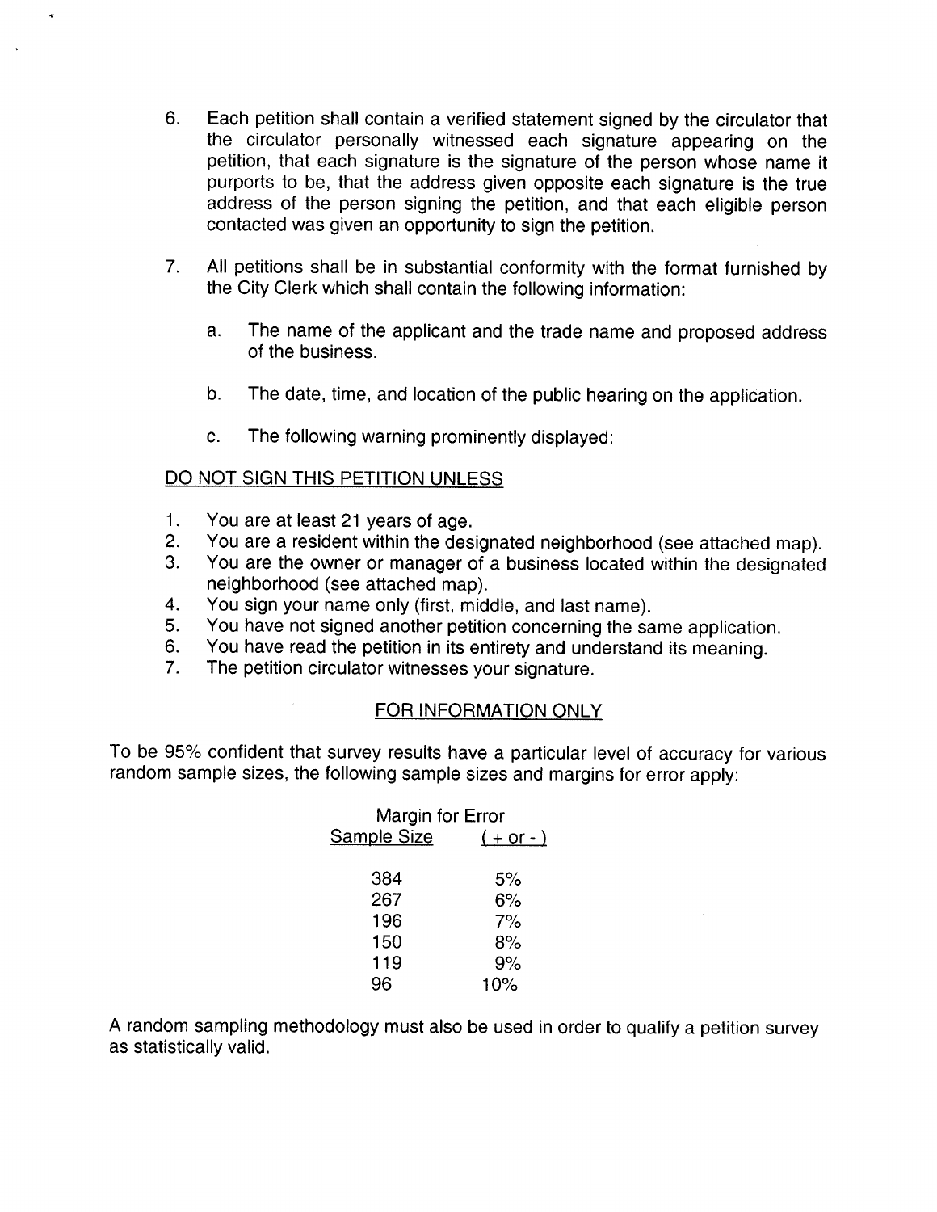6. Each petition shall contain a verified statement signed by the circulator that the circulator personally witnessed each signature appearing on the petition, that each signature is the signature of the person whose name it purports to be, that the address given opposite each signature is the true address of the person signing the petition, and that each eligible person contacted was given an opportunity to sign the petition.

7. All petitions shall be in substantial conformity with the format furnished by the City Clerk which shall contain the following information:

   a. The name of the applicant and the trade name and proposed address of the business.

   b. The date, time, and location of the public hearing on the application.

   c. The following warning prominently displayed:

<u>DO NOT SIGN THIS PETITION UNLESS</u>

1. You are at least 21 years of age.
2. You are a resident within the designated neighborhood (see attached map).
3. You are the owner or manager of a business located within the designated neighborhood (see attached map).
4. You sign your name only (first, middle, and last name).
5. You have not signed another petition concerning the same application.
6. You have read the petition in its entirety and understand its meaning.
7. The petition circulator witnesses your signature.

<u>FOR INFORMATION ONLY</u>

To be 95% confident that survey results have a particular level of accuracy for various random sample sizes, the following sample sizes and margins for error apply:

| Sample Size | Margin for Error ( + or - ) |
|---|---|
| 384 | 5% |
| 267 | 6% |
| 196 | 7% |
| 150 | 8% |
| 119 | 9% |
| 96 | 10% |

A random sampling methodology must also be used in order to qualify a petition survey as statistically valid.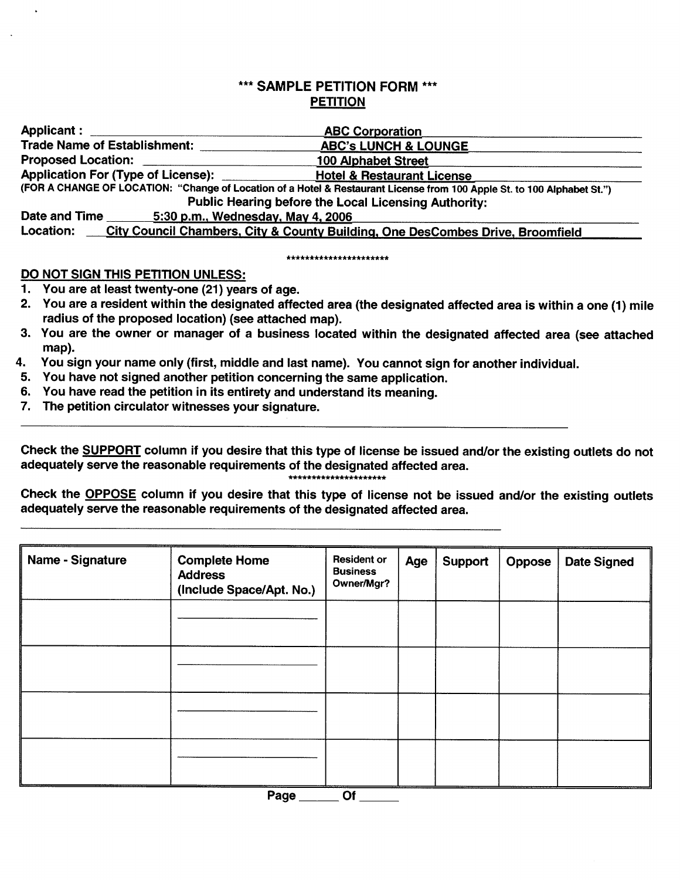# *** SAMPLE PETITION FORM ***

## PETITION

**Applicant :** ABC Corporation
**Trade Name of Establishment:** ABC's LUNCH & LOUNGE
**Proposed Location:** 100 Alphabet Street
**Application For (Type of License):** Hotel & Restaurant License
**(FOR A CHANGE OF LOCATION: "Change of Location of a Hotel & Restaurant License from 100 Apple St. to 100 Alphabet St.")**

**Public Hearing before the Local Licensing Authority:**

**Date and Time** 5:30 p.m., Wednesday, May 4, 2006
**Location:** City Council Chambers, City & County Building, One DesCombes Drive, Broomfield

**********************

**DO NOT SIGN THIS PETITION UNLESS:**

1. You are at least twenty-one (21) years of age.
2. You are a resident within the designated affected area (the designated affected area is within a one (1) mile radius of the proposed location) (see attached map).
3. You are the owner or manager of a business located within the designated affected area (see attached map).
4. You sign your name only (first, middle and last name). You cannot sign for another individual.
5. You have not signed another petition concerning the same application.
6. You have read the petition in its entirety and understand its meaning.
7. The petition circulator witnesses your signature.

---

**Check the SUPPORT column if you desire that this type of license be issued and/or the existing outlets do not adequately serve the reasonable requirements of the designated affected area.**

*********************

**Check the OPPOSE column if you desire that this type of license not be issued and/or the existing outlets adequately serve the reasonable requirements of the designated affected area.**

---

| Name - Signature | Complete Home Address (Include Space/Apt. No.) | Resident or Business Owner/Mgr? | Age | Support | Oppose | Date Signed |
|---|---|---|---|---|---|---|
| | | | | | | |
| | | | | | | |
| | | | | | | |
| | | | | | | |

Page ______ Of ______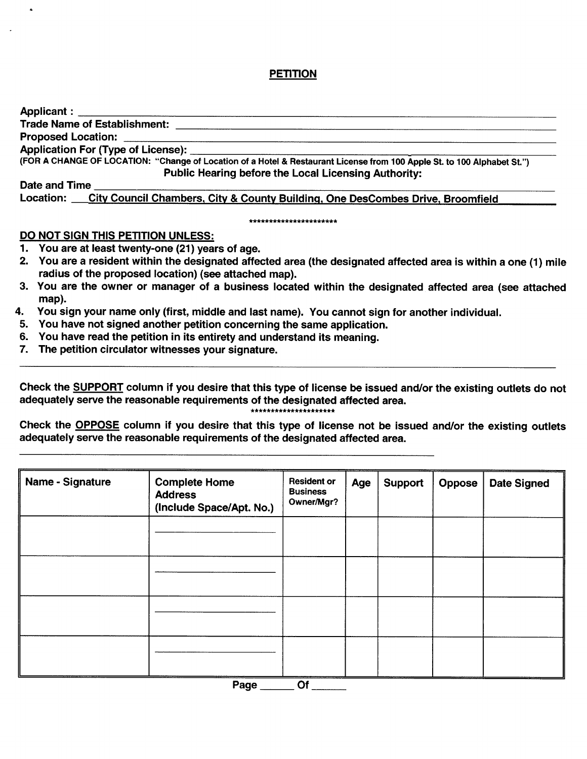# PETITION

**Applicant :** ______________________________________________

**Trade Name of Establishment:** ______________________________________________

**Proposed Location:** ______________________________________________

**Application For (Type of License):** ______________________________________________

**(FOR A CHANGE OF LOCATION: "Change of Location of a Hotel & Restaurant License from 100 Apple St. to 100 Alphabet St.")**

**Public Hearing before the Local Licensing Authority:**

**Date and Time** ______________________________________________

**Location:** **City Council Chambers, City & County Building, One DesCombes Drive, Broomfield**

**********************

**DO NOT SIGN THIS PETITION UNLESS:**

1. You are at least twenty-one (21) years of age.
2. You are a resident within the designated affected area (the designated affected area is within a one (1) mile radius of the proposed location) (see attached map).
3. You are the owner or manager of a business located within the designated affected area (see attached map).
4. You sign your name only (first, middle and last name). You cannot sign for another individual.
5. You have not signed another petition concerning the same application.
6. You have read the petition in its entirety and understand its meaning.
7. The petition circulator witnesses your signature.

---

Check the **SUPPORT** column if you desire that this type of license be issued and/or the existing outlets do not adequately serve the reasonable requirements of the designated affected area.

*********************

Check the **OPPOSE** column if you desire that this type of license not be issued and/or the existing outlets adequately serve the reasonable requirements of the designated affected area.

---

| Name - Signature | Complete Home Address (Include Space/Apt. No.) | Resident or Business Owner/Mgr? | Age | Support | Oppose | Date Signed |
|---|---|---|---|---|---|---|
| | | | | | | |
| | | | | | | |
| | | | | | | |
| | | | | | | |

Page ______ Of ______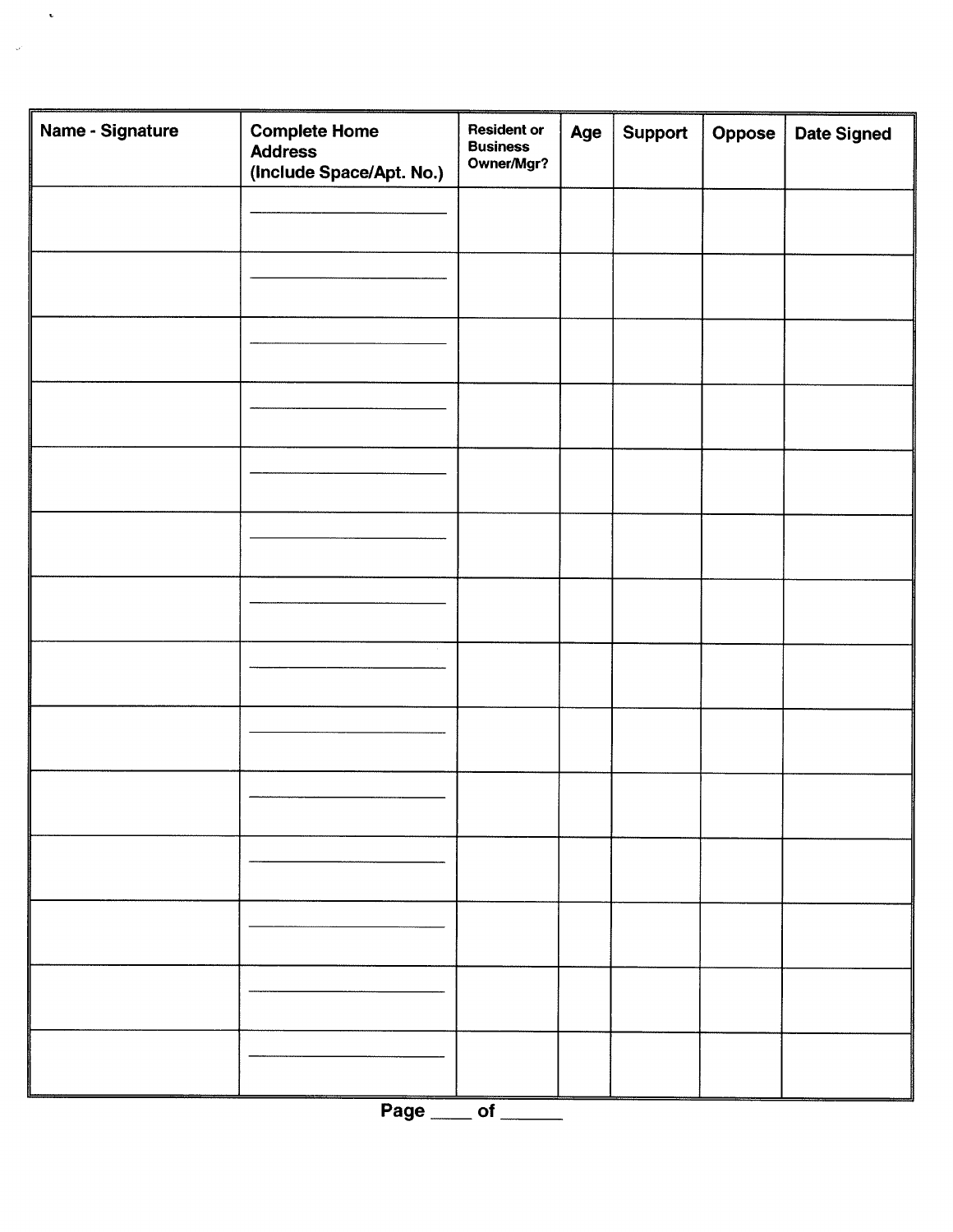| Name - Signature | Complete Home Address (Include Space/Apt. No.) | Resident or Business Owner/Mgr? | Age | Support | Oppose | Date Signed |
|---|---|---|---|---|---|---|
| | | | | | | |
| | | | | | | |
| | | | | | | |
| | | | | | | |
| | | | | | | |
| | | | | | | |
| | | | | | | |
| | | | | | | |
| | | | | | | |
| | | | | | | |
| | | | | | | |
| | | | | | | |
| | | | | | | |
| | | | | | | |

**Page ____ of ______**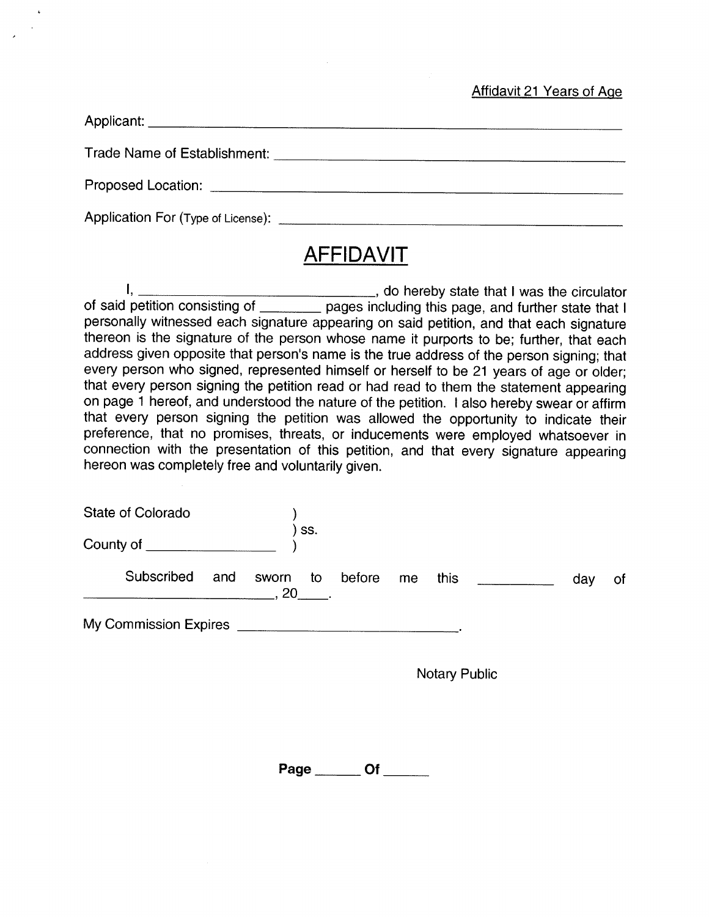Affidavit 21 Years of Age

Applicant: ____________________________________________

Trade Name of Establishment: ____________________________________________

Proposed Location: ____________________________________________

Application For (Type of License): ____________________________________________

# AFFIDAVIT

I, ________________________________, do hereby state that I was the circulator of said petition consisting of ________ pages including this page, and further state that I personally witnessed each signature appearing on said petition, and that each signature thereon is the signature of the person whose name it purports to be; further, that each address given opposite that person's name is the true address of the person signing; that every person who signed, represented himself or herself to be 21 years of age or older; that every person signing the petition read or had read to them the statement appearing on page 1 hereof, and understood the nature of the petition. I also hereby swear or affirm that every person signing the petition was allowed the opportunity to indicate their preference, that no promises, threats, or inducements were employed whatsoever in connection with the presentation of this petition, and that every signature appearing hereon was completely free and voluntarily given.

State of Colorado )
) ss.
County of _________________ )

Subscribed and sworn to before me this __________ day of __________________________, 20____.

My Commission Expires ______________________________.

Notary Public

**Page ______ Of ______**